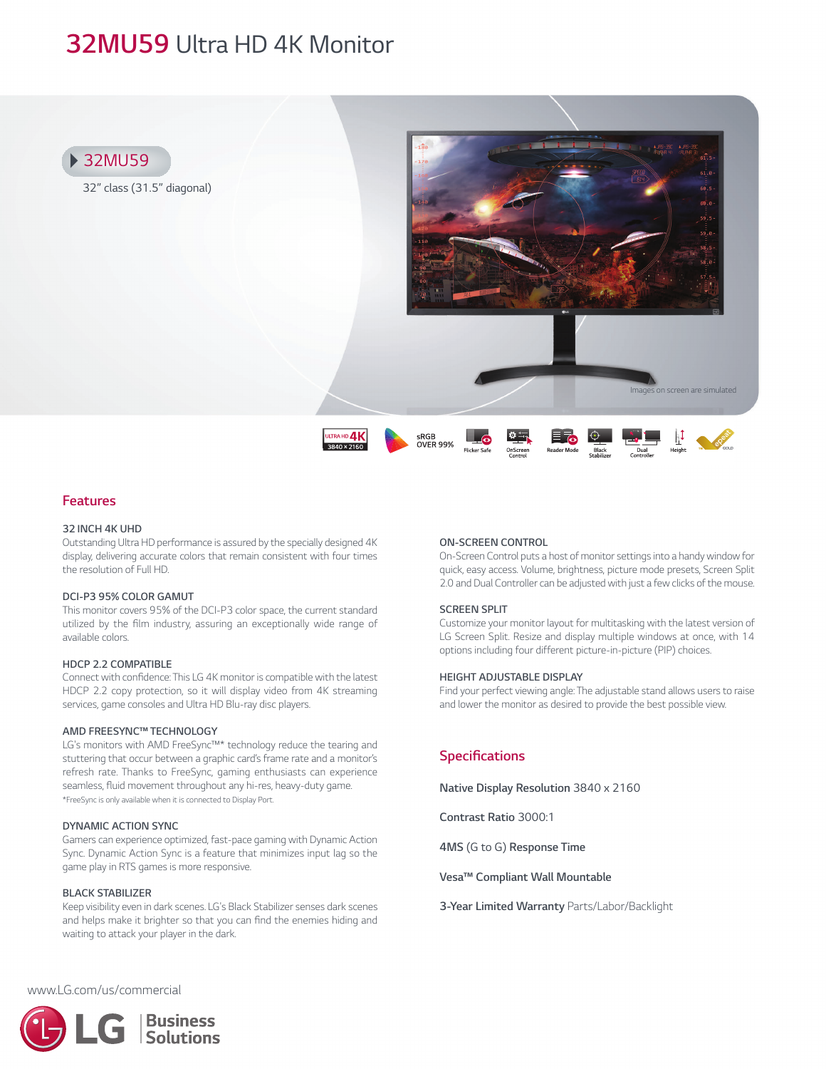# 32MU59 Ultra HD 4K Monitor

32MU59

32" class (31.5" diagonal)

Images on screen are simulated

ULTRA HD 4K 3840 × 2160 | sRGB OVER 99% | Flicker Safe | OnScreen Control | Reader Mode | Black Stabilizer | Dual Controller | Height | epeat GOLD

## Features

### 32 INCH 4K UHD

Outstanding Ultra HD performance is assured by the specially designed 4K display, delivering accurate colors that remain consistent with four times the resolution of Full HD.

### DCI-P3 95% COLOR GAMUT

This monitor covers 95% of the DCI-P3 color space, the current standard utilized by the film industry, assuring an exceptionally wide range of available colors.

### HDCP 2.2 COMPATIBLE

Connect with confidence: This LG 4K monitor is compatible with the latest HDCP 2.2 copy protection, so it will display video from 4K streaming services, game consoles and Ultra HD Blu-ray disc players.

### AMD FREESYNC™ TECHNOLOGY

LG's monitors with AMD FreeSync™* technology reduce the tearing and stuttering that occur between a graphic card's frame rate and a monitor's refresh rate. Thanks to FreeSync, gaming enthusiasts can experience seamless, fluid movement throughout any hi-res, heavy-duty game.

*FreeSync is only available when it is connected to Display Port.

### DYNAMIC ACTION SYNC

Gamers can experience optimized, fast-pace gaming with Dynamic Action Sync. Dynamic Action Sync is a feature that minimizes input lag so the game play in RTS games is more responsive.

### BLACK STABILIZER

Keep visibility even in dark scenes. LG's Black Stabilizer senses dark scenes and helps make it brighter so that you can find the enemies hiding and waiting to attack your player in the dark.

### ON-SCREEN CONTROL

On-Screen Control puts a host of monitor settings into a handy window for quick, easy access. Volume, brightness, picture mode presets, Screen Split 2.0 and Dual Controller can be adjusted with just a few clicks of the mouse.

### SCREEN SPLIT

Customize your monitor layout for multitasking with the latest version of LG Screen Split. Resize and display multiple windows at once, with 14 options including four different picture-in-picture (PIP) choices.

### HEIGHT ADJUSTABLE DISPLAY

Find your perfect viewing angle: The adjustable stand allows users to raise and lower the monitor as desired to provide the best possible view.

## Specifications

**Native Display Resolution** 3840 x 2160

**Contrast Ratio** 3000:1

**4MS** (G to G) **Response Time**

**Vesa™ Compliant Wall Mountable**

**3-Year Limited Warranty** Parts/Labor/Backlight

www.LG.com/us/commercial

LG | Business Solutions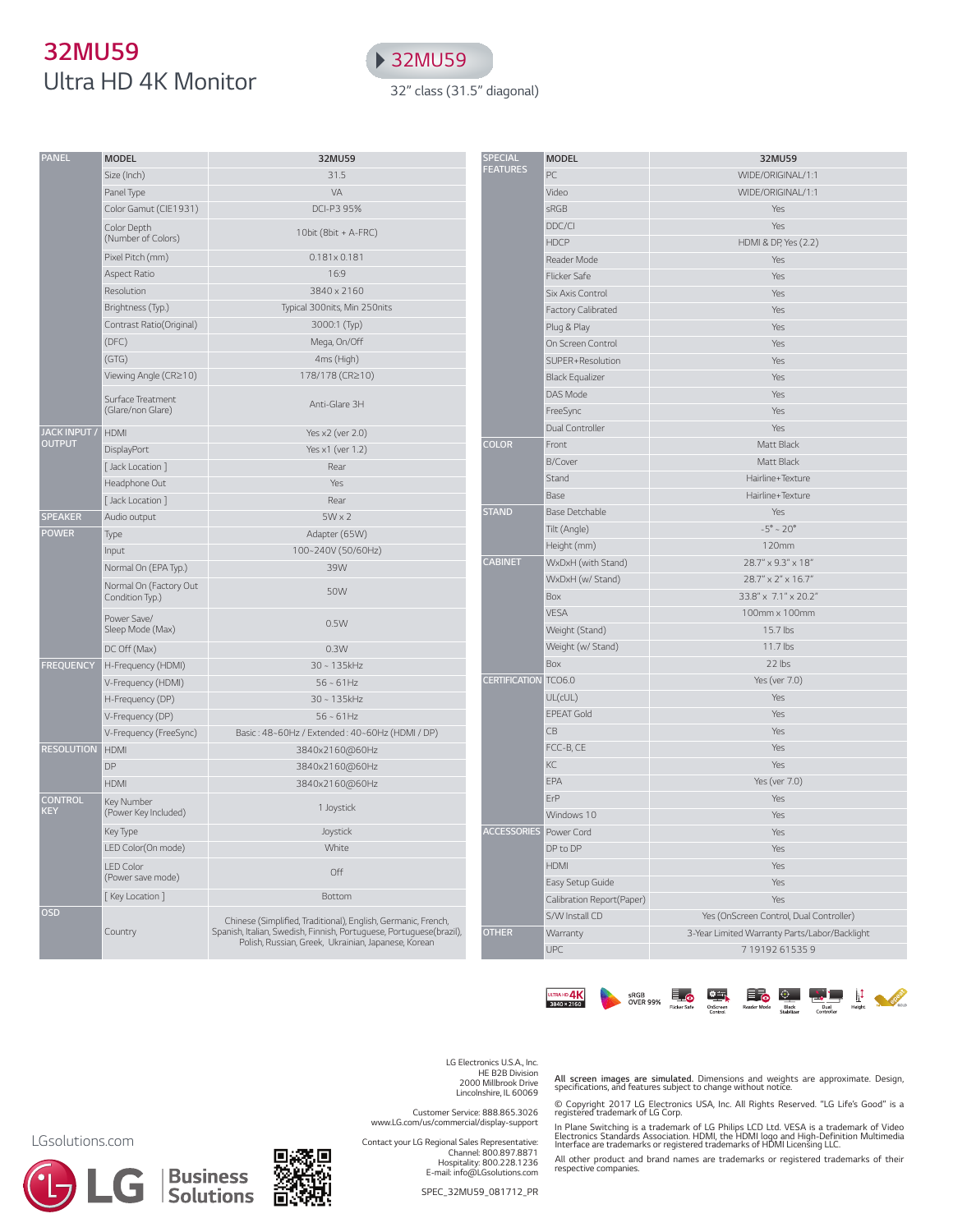# 32MU59

## Ultra HD 4K Monitor

32MU59

32" class (31.5" diagonal)

| | MODEL | 32MU59 |
|---|---|---|
| PANEL | Size (Inch) | 31.5 |
| | Panel Type | VA |
| | Color Gamut (CIE1931) | DCI-P3 95% |
| | Color Depth (Number of Colors) | 10bit (8bit + A-FRC) |
| | Pixel Pitch (mm) | 0.181x 0.181 |
| | Aspect Ratio | 16:9 |
| | Resolution | 3840 x 2160 |
| | Brightness (Typ.) | Typical 300nits, Min 250nits |
| | Contrast Ratio(Original) | 3000:1 (Typ) |
| | (DFC) | Mega, On/Off |
| | (GTG) | 4ms (High) |
| | Viewing Angle (CR≥10) | 178/178 (CR≥10) |
| | Surface Treatment (Glare/non Glare) | Anti-Glare 3H |
| JACK INPUT / OUTPUT | HDMI | Yes x2 (ver 2.0) |
| | DisplayPort | Yes x1 (ver 1.2) |
| | [ Jack Location ] | Rear |
| | Headphone Out | Yes |
| | [ Jack Location ] | Rear |
| SPEAKER | Audio output | 5W x 2 |
| POWER | Type | Adapter (65W) |
| | Input | 100~240V (50/60Hz) |
| | Normal On (EPA Typ.) | 39W |
| | Normal On (Factory Out Condition Typ.) | 50W |
| | Power Save/ Sleep Mode (Max) | 0.5W |
| | DC Off (Max) | 0.3W |
| FREQUENCY | H-Frequency (HDMI) | 30 ~ 135kHz |
| | V-Frequency (HDMI) | 56 ~ 61Hz |
| | H-Frequency (DP) | 30 ~ 135kHz |
| | V-Frequency (DP) | 56 ~ 61Hz |
| | V-Frequency (FreeSync) | Basic : 48~60Hz / Extended : 40~60Hz (HDMI / DP) |
| RESOLUTION | HDMI | 3840x2160@60Hz |
| | DP | 3840x2160@60Hz |
| | HDMI | 3840x2160@60Hz |
| CONTROL KEY | Key Number (Power Key Included) | 1 Joystick |
| | Key Type | Joystick |
| | LED Color(On mode) | White |
| | LED Color (Power save mode) | Off |
| | [ Key Location ] | Bottom |
| OSD | Country | Chinese (Simplified, Traditional), English, Germanic, French, Spanish, Italian, Swedish, Finnish, Portuguese, Portuguese(brazil), Polish, Russian, Greek, Ukrainian, Japanese, Korean |

| | MODEL | 32MU59 |
|---|---|---|
| SPECIAL FEATURES | PC | WIDE/ORIGINAL/1:1 |
| | Video | WIDE/ORIGINAL/1:1 |
| | sRGB | Yes |
| | DDC/CI | Yes |
| | HDCP | HDMI & DP, Yes (2.2) |
| | Reader Mode | Yes |
| | Flicker Safe | Yes |
| | Six Axis Control | Yes |
| | Factory Calibrated | Yes |
| | Plug & Play | Yes |
| | On Screen Control | Yes |
| | SUPER+Resolution | Yes |
| | Black Equalizer | Yes |
| | DAS Mode | Yes |
| | FreeSync | Yes |
| | Dual Controller | Yes |
| COLOR | Front | Matt Black |
| | B/Cover | Matt Black |
| | Stand | Hairline+Texture |
| | Base | Hairline+Texture |
| STAND | Base Detachable | Yes |
| | Tilt (Angle) | -5° ~ 20° |
| | Height (mm) | 120mm |
| CABINET | WxDxH (with Stand) | 28.7" x 9.3" x 18" |
| | WxDxH (w/ Stand) | 28.7" x 2" x 16.7" |
| | Box | 33.8" x 7.1" x 20.2" |
| | VESA | 100mm x 100mm |
| | Weight (Stand) | 15.7 lbs |
| | Weight (w/ Stand) | 11.7 lbs |
| | Box | 22 lbs |
| CERTIFICATION | TCO6.0 | Yes (ver 7.0) |
| | UL(cUL) | Yes |
| | EPEAT Gold | Yes |
| | CB | Yes |
| | FCC-B, CE | Yes |
| | KC | Yes |
| | EPA | Yes (ver 7.0) |
| | ErP | Yes |
| | Windows 10 | Yes |
| ACCESSORIES | Power Cord | Yes |
| | DP to DP | Yes |
| | HDMI | Yes |
| | Easy Setup Guide | Yes |
| | Calibration Report(Paper) | Yes |
| | S/W Install CD | Yes (OnScreen Control, Dual Controller) |
| OTHER | Warranty | 3-Year Limited Warranty Parts/Labor/Backlight |
| | UPC | 7 19192 61535 9 |

ULTRA HD 4K 3840 × 2160 | sRGB OVER 99% | Flicker Safe | OnScreen Control | Reader Mode | Black Stabilizer | Dual Controller | Height

LG Electronics U.S.A., Inc.
HE B2B Division
2000 Millbrook Drive
Lincolnshire, IL 60069

Customer Service: 888.865.3026
www.LG.com/us/commercial/display-support

Contact your LG Regional Sales Representative:
Channel: 800.897.8871
Hospitality: 800.228.1236
E-mail: info@LGsolutions.com

SPEC_32MU59_081712_PR

**All screen images are simulated.** Dimensions and weights are approximate. Design, specifications, and features subject to change without notice.

© Copyright 2017 LG Electronics USA, Inc. All Rights Reserved. "LG Life's Good" is a registered trademark of LG Corp.

In Plane Switching is a trademark of LG Philips LCD Ltd. VESA is a trademark of Video Electronics Standards Association. HDMI, the HDMI logo and High-Definition Multimedia Interface are trademarks or registered trademarks of HDMI Licensing LLC.

All other product and brand names are trademarks or registered trademarks of their respective companies.

LGsolutions.com

LG Business Solutions